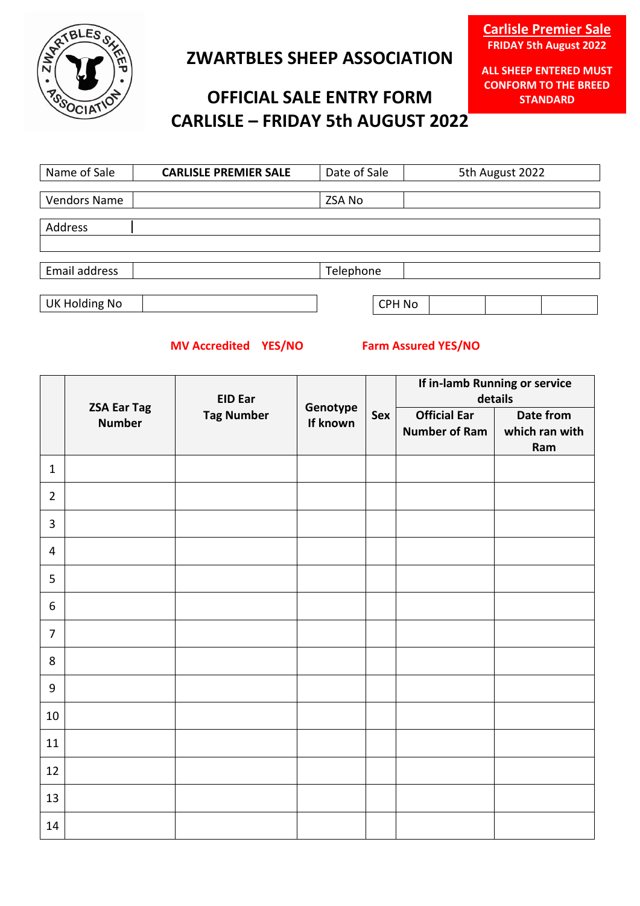**Carlisle Premier Sale**
**FRIDAY 5th August 2022**

**ALL SHEEP ENTERED MUST CONFORM TO THE BREED STANDARD**

# ZWARTBLES SHEEP ASSOCIATION

## OFFICIAL SALE ENTRY FORM
## CARLISLE – FRIDAY 5th AUGUST 2022

| Name of Sale | **CARLISLE PREMIER SALE** | Date of Sale | 5th August 2022 |
|---|---|---|---|
| Vendors Name | | ZSA No | |

| Address | |
|---|---|
| | |

| Email address | | Telephone | |
|---|---|---|---|

| UK Holding No | |
|---|---|

| CPH No | | | |
|---|---|---|---|

**MV Accredited YES/NO** **Farm Assured YES/NO**

| | ZSA Ear Tag Number | EID Ear Tag Number | Genotype If known | Sex | If in-lamb Running or service details | |
|---|---|---|---|---|---|---|
| | | | | | Official Ear Number of Ram | Date from which ran with Ram |
| 1 | | | | | | |
| 2 | | | | | | |
| 3 | | | | | | |
| 4 | | | | | | |
| 5 | | | | | | |
| 6 | | | | | | |
| 7 | | | | | | |
| 8 | | | | | | |
| 9 | | | | | | |
| 10 | | | | | | |
| 11 | | | | | | |
| 12 | | | | | | |
| 13 | | | | | | |
| 14 | | | | | | |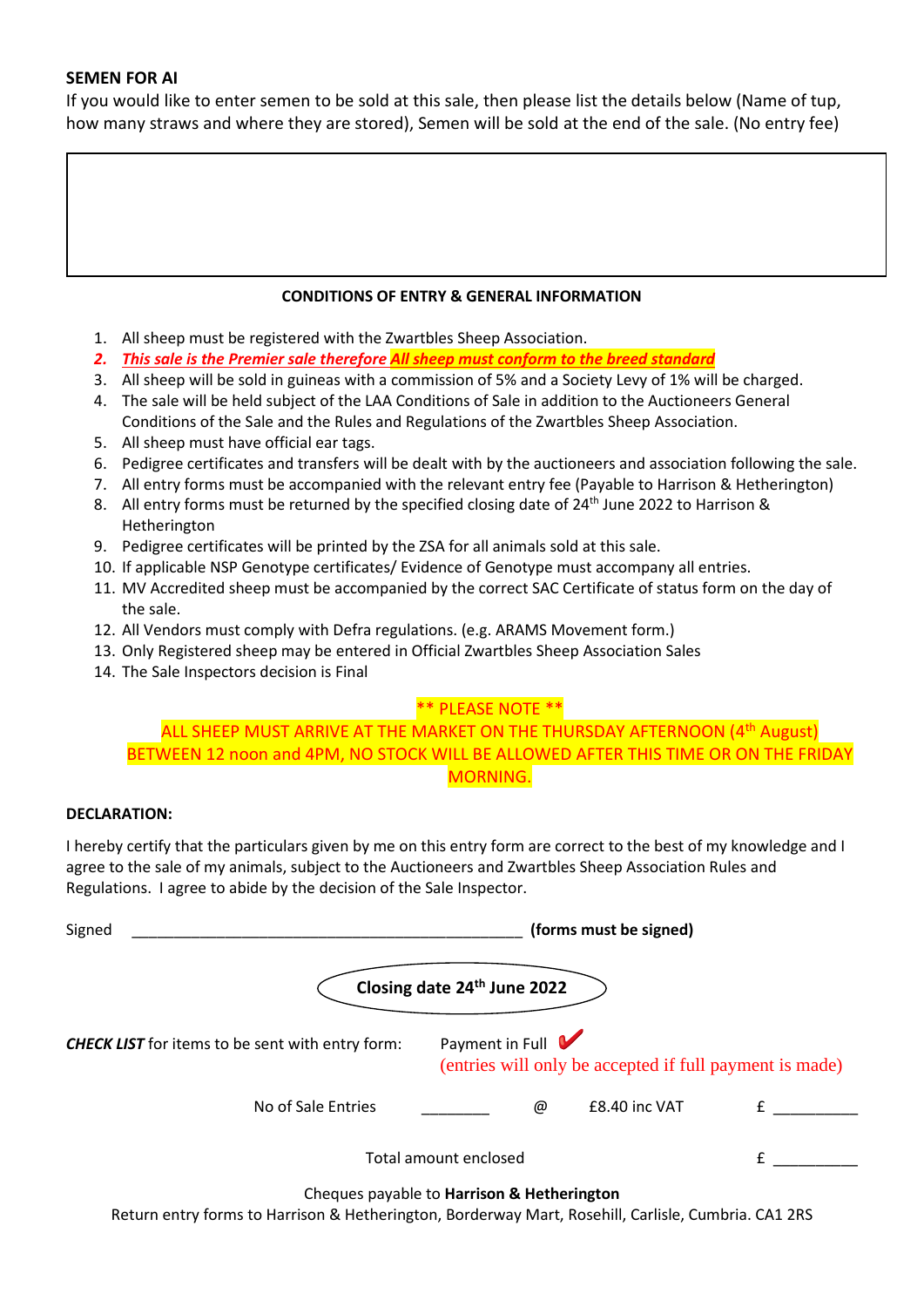**SEMEN FOR AI**

If you would like to enter semen to be sold at this sale, then please list the details below (Name of tup, how many straws and where they are stored), Semen will be sold at the end of the sale. (No entry fee)

**CONDITIONS OF ENTRY & GENERAL INFORMATION**

1. All sheep must be registered with the Zwartbles Sheep Association.
2. ***This sale is the Premier sale therefore All sheep must conform to the breed standard***
3. All sheep will be sold in guineas with a commission of 5% and a Society Levy of 1% will be charged.
4. The sale will be held subject of the LAA Conditions of Sale in addition to the Auctioneers General Conditions of the Sale and the Rules and Regulations of the Zwartbles Sheep Association.
5. All sheep must have official ear tags.
6. Pedigree certificates and transfers will be dealt with by the auctioneers and association following the sale.
7. All entry forms must be accompanied with the relevant entry fee (Payable to Harrison & Hetherington)
8. All entry forms must be returned by the specified closing date of 24th June 2022 to Harrison & Hetherington
9. Pedigree certificates will be printed by the ZSA for all animals sold at this sale.
10. If applicable NSP Genotype certificates/ Evidence of Genotype must accompany all entries.
11. MV Accredited sheep must be accompanied by the correct SAC Certificate of status form on the day of the sale.
12. All Vendors must comply with Defra regulations. (e.g. ARAMS Movement form.)
13. Only Registered sheep may be entered in Official Zwartbles Sheep Association Sales
14. The Sale Inspectors decision is Final

\*\* PLEASE NOTE \*\*

ALL SHEEP MUST ARRIVE AT THE MARKET ON THE THURSDAY AFTERNOON (4th August) BETWEEN 12 noon and 4PM, NO STOCK WILL BE ALLOWED AFTER THIS TIME OR ON THE FRIDAY MORNING.

**DECLARATION:**

I hereby certify that the particulars given by me on this entry form are correct to the best of my knowledge and I agree to the sale of my animals, subject to the Auctioneers and Zwartbles Sheep Association Rules and Regulations. I agree to abide by the decision of the Sale Inspector.

Signed _______________________________________________ **(forms must be signed)**

**Closing date 24th June 2022**

***CHECK LIST*** for items to be sent with entry form: Payment in Full ✔

(entries will only be accepted if full payment is made)

No of Sale Entries ________ @ £8.40 inc VAT £ __________

Total amount enclosed £ __________

Cheques payable to **Harrison & Hetherington**

Return entry forms to Harrison & Hetherington, Borderway Mart, Rosehill, Carlisle, Cumbria. CA1 2RS